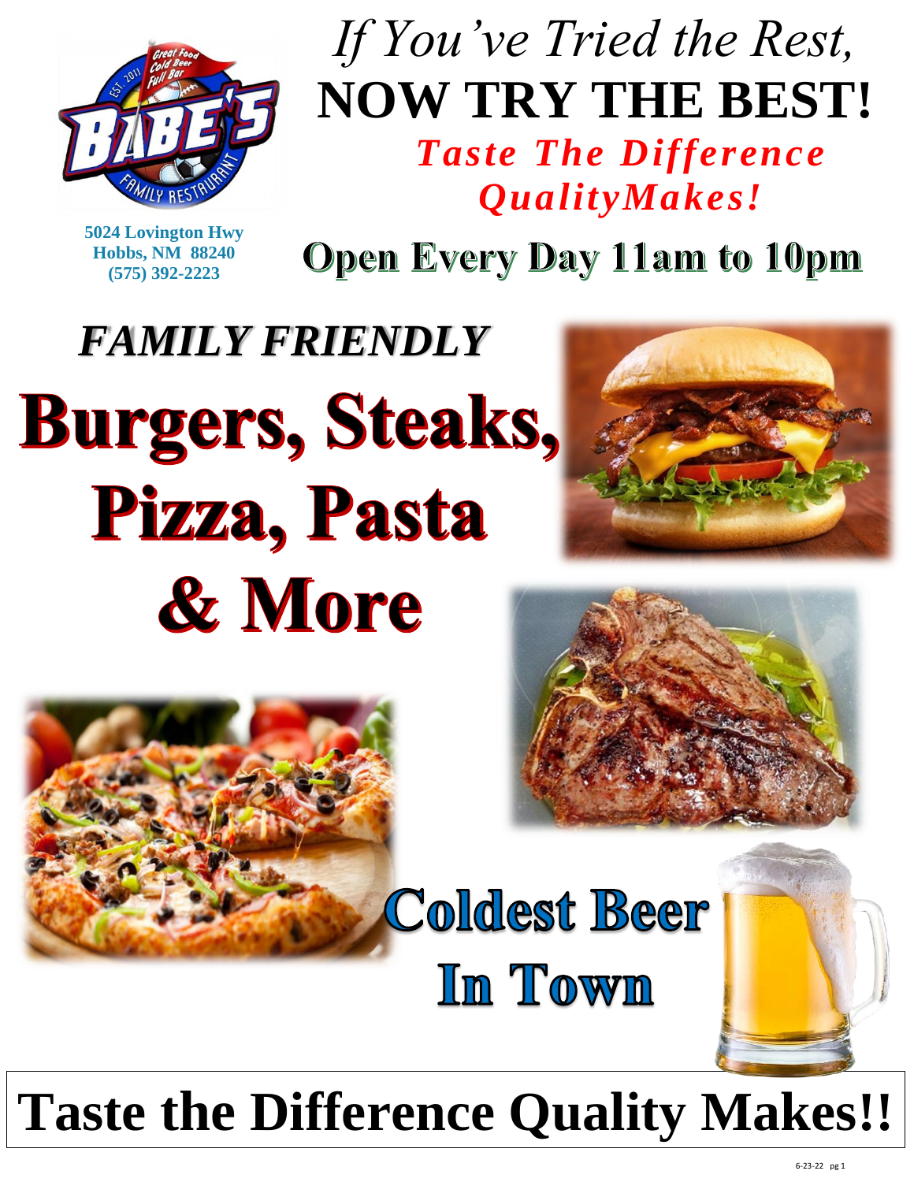*If You've Tried the Rest,*

# NOW TRY THE BEST!

***Taste The Difference QualityMakes!***

5024 Lovington Hwy
Hobbs, NM 88240
(575) 392-2223

**Open Every Day 11am to 10pm**

***FAMILY FRIENDLY***

# Burgers, Steaks, Pizza, Pasta & More

## Coldest Beer In Town

# Taste the Difference Quality Makes!!

6-23-22 pg 1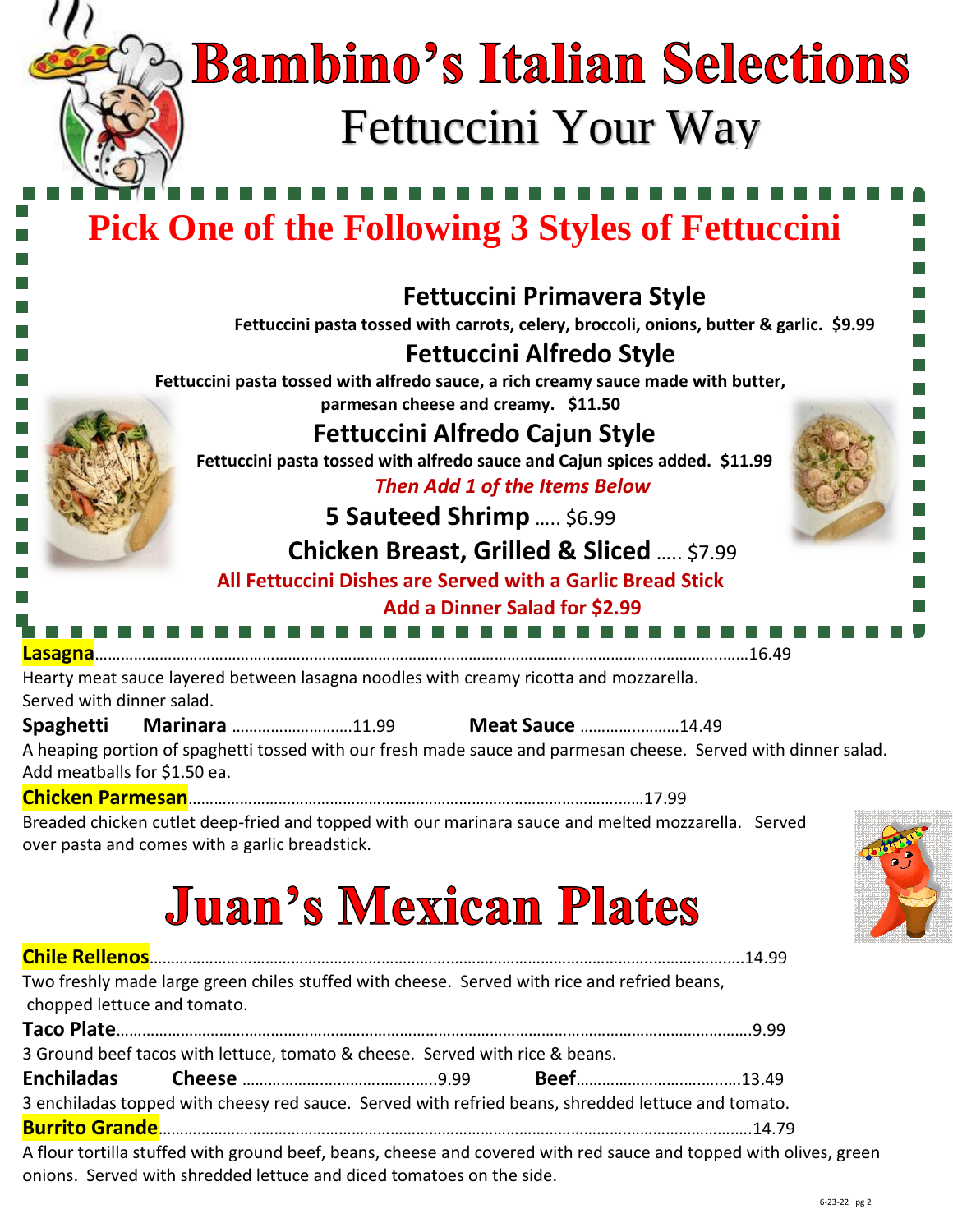# Bambino's Italian Selections

## Fettuccini Your Way

## Pick One of the Following 3 Styles of Fettuccini

### Fettuccini Primavera Style

**Fettuccini pasta tossed with carrots, celery, broccoli, onions, butter & garlic. $9.99**

### Fettuccini Alfredo Style

**Fettuccini pasta tossed with alfredo sauce, a rich creamy sauce made with butter, parmesan cheese and creamy. $11.50**

### Fettuccini Alfredo Cajun Style

**Fettuccini pasta tossed with alfredo sauce and Cajun spices added. $11.99**

***Then Add 1 of the Items Below***

**5 Sauteed Shrimp** ….. $6.99

**Chicken Breast, Grilled & Sliced** ….. $7.99

**All Fettuccini Dishes are Served with a Garlic Bread Stick**

**Add a Dinner Salad for $2.99**

**Lasagna**……………………………………………………………………16.49

Hearty meat sauce layered between lasagna noodles with creamy ricotta and mozzarella. Served with dinner salad.

**Spaghetti** **Marinara** ……………………11.99 **Meat Sauce** …………………14.49

A heaping portion of spaghetti tossed with our fresh made sauce and parmesan cheese. Served with dinner salad. Add meatballs for $1.50 ea.

**Chicken Parmesan**…………………………………………………………17.99

Breaded chicken cutlet deep-fried and topped with our marinara sauce and melted mozzarella. Served over pasta and comes with a garlic breadstick.

# Juan's Mexican Plates

**Chile Rellenos**……………………………………………………………14.99

Two freshly made large green chiles stuffed with cheese. Served with rice and refried beans, chopped lettuce and tomato.

**Taco Plate**…………………………………………………………………9.99

3 Ground beef tacos with lettuce, tomato & cheese. Served with rice & beans.

**Enchiladas** **Cheese** ……………………………..9.99 **Beef**…………………………13.49

3 enchiladas topped with cheesy red sauce. Served with refried beans, shredded lettuce and tomato.

**Burrito Grande**……………………………………………………………14.79

A flour tortilla stuffed with ground beef, beans, cheese and covered with red sauce and topped with olives, green onions. Served with shredded lettuce and diced tomatoes on the side.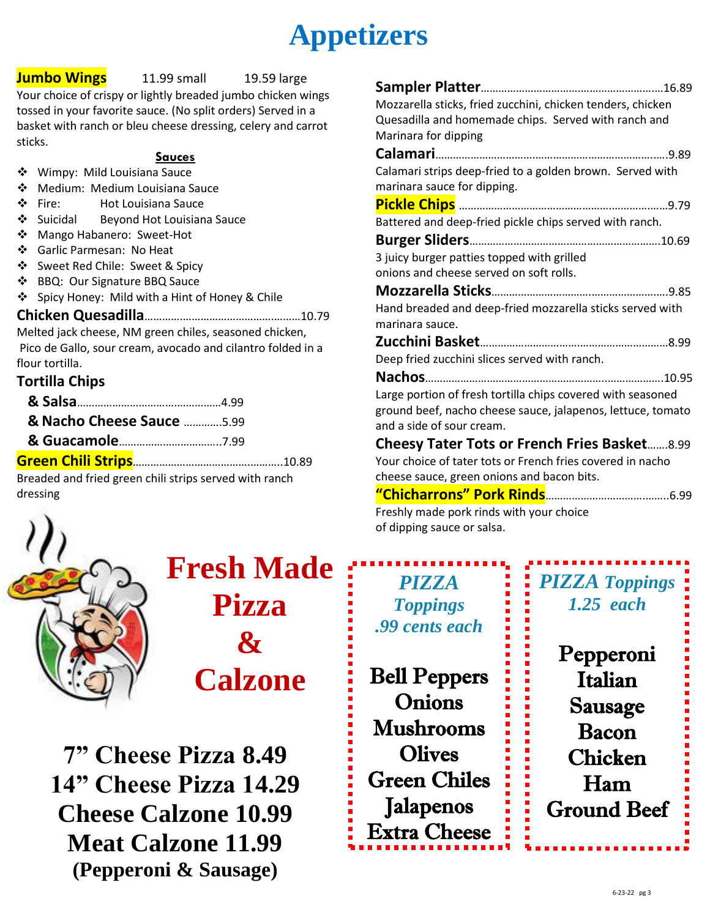# Appetizers

**Jumbo Wings** 11.99 small 19.59 large

Your choice of crispy or lightly breaded jumbo chicken wings tossed in your favorite sauce. (No split orders) Served in a basket with ranch or bleu cheese dressing, celery and carrot sticks.

**Sauces**

- Wimpy: Mild Louisiana Sauce
- Medium: Medium Louisiana Sauce
- Fire: Hot Louisiana Sauce
- Suicidal Beyond Hot Louisiana Sauce
- Mango Habanero: Sweet-Hot
- Garlic Parmesan: No Heat
- Sweet Red Chile: Sweet & Spicy
- BBQ: Our Signature BBQ Sauce
- Spicy Honey: Mild with a Hint of Honey & Chile

**Chicken Quesadilla**……10.79

Melted jack cheese, NM green chiles, seasoned chicken, Pico de Gallo, sour cream, avocado and cilantro folded in a flour tortilla.

**Tortilla Chips**

- **& Salsa**……4.99
- **& Nacho Cheese Sauce** ……5.99
- **& Guacamole**……7.99

**Green Chili Strips**……10.89

Breaded and fried green chili strips served with ranch dressing

**Sampler Platter**……16.89

Mozzarella sticks, fried zucchini, chicken tenders, chicken Quesadilla and homemade chips. Served with ranch and Marinara for dipping

**Calamari**……9.89

Calamari strips deep-fried to a golden brown. Served with marinara sauce for dipping.

**Pickle Chips** ……9.79

Battered and deep-fried pickle chips served with ranch.

**Burger Sliders**……10.69

3 juicy burger patties topped with grilled onions and cheese served on soft rolls.

**Mozzarella Sticks**……9.85

Hand breaded and deep-fried mozzarella sticks served with marinara sauce.

**Zucchini Basket**……8.99

Deep fried zucchini slices served with ranch.

**Nachos**……10.95

Large portion of fresh tortilla chips covered with seasoned ground beef, nacho cheese sauce, jalapenos, lettuce, tomato and a side of sour cream.

**Cheesy Tater Tots or French Fries Basket**……8.99

Your choice of tater tots or French fries covered in nacho cheese sauce, green onions and bacon bits.

**"Chicharrons" Pork Rinds**……6.99

Freshly made pork rinds with your choice of dipping sauce or salsa.

## Fresh Made Pizza & Calzone

**7" Cheese Pizza 8.49**
**14" Cheese Pizza 14.29**
**Cheese Calzone 10.99**
**Meat Calzone 11.99**
**(Pepperoni & Sausage)**

### *PIZZA Toppings .99 cents each*

- Bell Peppers
- Onions
- Mushrooms
- Olives
- Green Chiles
- Jalapenos
- Extra Cheese

### *PIZZA Toppings 1.25 each*

- Pepperoni
- Italian Sausage
- Bacon
- Chicken
- Ham
- Ground Beef

6-23-22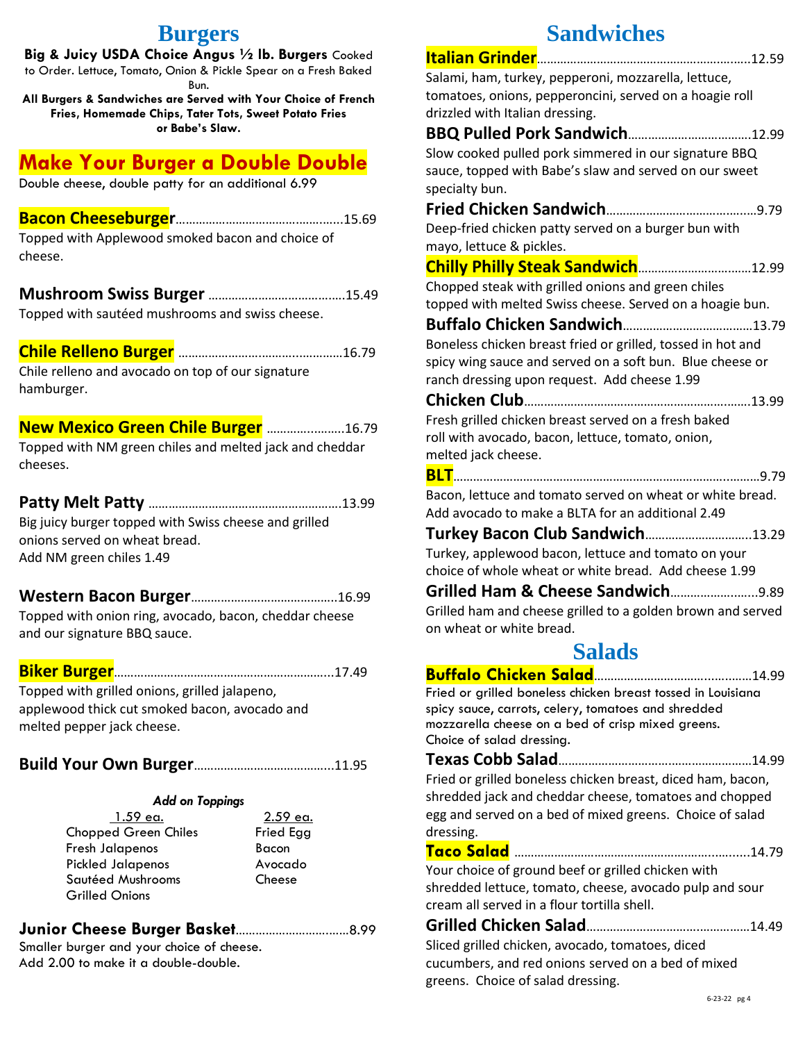# Burgers

**Big & Juicy USDA Choice Angus ½ lb. Burgers** Cooked to Order. Lettuce, Tomato, Onion & Pickle Spear on a Fresh Baked Bun.

**All Burgers & Sandwiches are Served with Your Choice of French Fries, Homemade Chips, Tater Tots, Sweet Potato Fries or Babe's Slaw.**

## Make Your Burger a Double Double

Double cheese, double patty for an additional 6.99

**Bacon Cheeseburger**.................................................15.69
Topped with Applewood smoked bacon and choice of cheese.

**Mushroom Swiss Burger** ........................................15.49
Topped with sautéed mushrooms and swiss cheese.

**Chile Relleno Burger** ..............................................16.79
Chile relleno and avocado on top of our signature hamburger.

**New Mexico Green Chile Burger** .......................16.79
Topped with NM green chiles and melted jack and cheddar cheeses.

**Patty Melt Patty** ......................................................13.99
Big juicy burger topped with Swiss cheese and grilled onions served on wheat bread.
Add NM green chiles 1.49

**Western Bacon Burger**...........................................16.99
Topped with onion ring, avocado, bacon, cheddar cheese and our signature BBQ sauce.

**Biker Burger**...............................................................17.49
Topped with grilled onions, grilled jalapeno, applewood thick cut smoked bacon, avocado and melted pepper jack cheese.

**Build Your Own Burger**.........................................11.95

*Add on Toppings*

| 1.59 ea. | 2.59 ea. |
|---|---|
| Chopped Green Chiles | Fried Egg |
| Fresh Jalapenos | Bacon |
| Pickled Jalapenos | Avocado |
| Sautéed Mushrooms | Cheese |
| Grilled Onions | |

**Junior Cheese Burger Basket**.................................8.99
Smaller burger and your choice of cheese.
Add 2.00 to make it a double-double.

# Sandwiches

**Italian Grinder**...............................................................12.59
Salami, ham, turkey, pepperoni, mozzarella, lettuce, tomatoes, onions, pepperoncini, served on a hoagie roll drizzled with Italian dressing.

**BBQ Pulled Pork Sandwich**.....................................12.99
Slow cooked pulled pork simmered in our signature BBQ sauce, topped with Babe's slaw and served on our sweet specialty bun.

**Fried Chicken Sandwich**...........................................9.79
Deep-fried chicken patty served on a burger bun with mayo, lettuce & pickles.

**Chilly Philly Steak Sandwich**.................................12.99
Chopped steak with grilled onions and green chiles topped with melted Swiss cheese. Served on a hoagie bun.

**Buffalo Chicken Sandwich**......................................13.79
Boneless chicken breast fried or grilled, tossed in hot and spicy wing sauce and served on a soft bun. Blue cheese or ranch dressing upon request. Add cheese 1.99

**Chicken Club**...................................................................13.99
Fresh grilled chicken breast served on a fresh baked roll with avocado, bacon, lettuce, tomato, onion, melted jack cheese.

**BLT**.......................................................................................9.79
Bacon, lettuce and tomato served on wheat or white bread. Add avocado to make a BLTA for an additional 2.49

**Turkey Bacon Club Sandwich**...............................13.29
Turkey, applewood bacon, lettuce and tomato on your choice of whole wheat or white bread. Add cheese 1.99

**Grilled Ham & Cheese Sandwich**..........................9.89
Grilled ham and cheese grilled to a golden brown and served on wheat or white bread.

# Salads

**Buffalo Chicken Salad**.............................................14.99
Fried or grilled boneless chicken breast tossed in Louisiana spicy sauce, carrots, celery, tomatoes and shredded mozzarella cheese on a bed of crisp mixed greens. Choice of salad dressing.

**Texas Cobb Salad**........................................................14.99
Fried or grilled boneless chicken breast, diced ham, bacon, shredded jack and cheddar cheese, tomatoes and chopped egg and served on a bed of mixed greens. Choice of salad dressing.

**Taco Salad** .....................................................................14.79
Your choice of ground beef or grilled chicken with shredded lettuce, tomato, cheese, avocado pulp and sour cream all served in a flour tortilla shell.

**Grilled Chicken Salad**...............................................14.49
Sliced grilled chicken, avocado, tomatoes, diced cucumbers, and red onions served on a bed of mixed greens. Choice of salad dressing.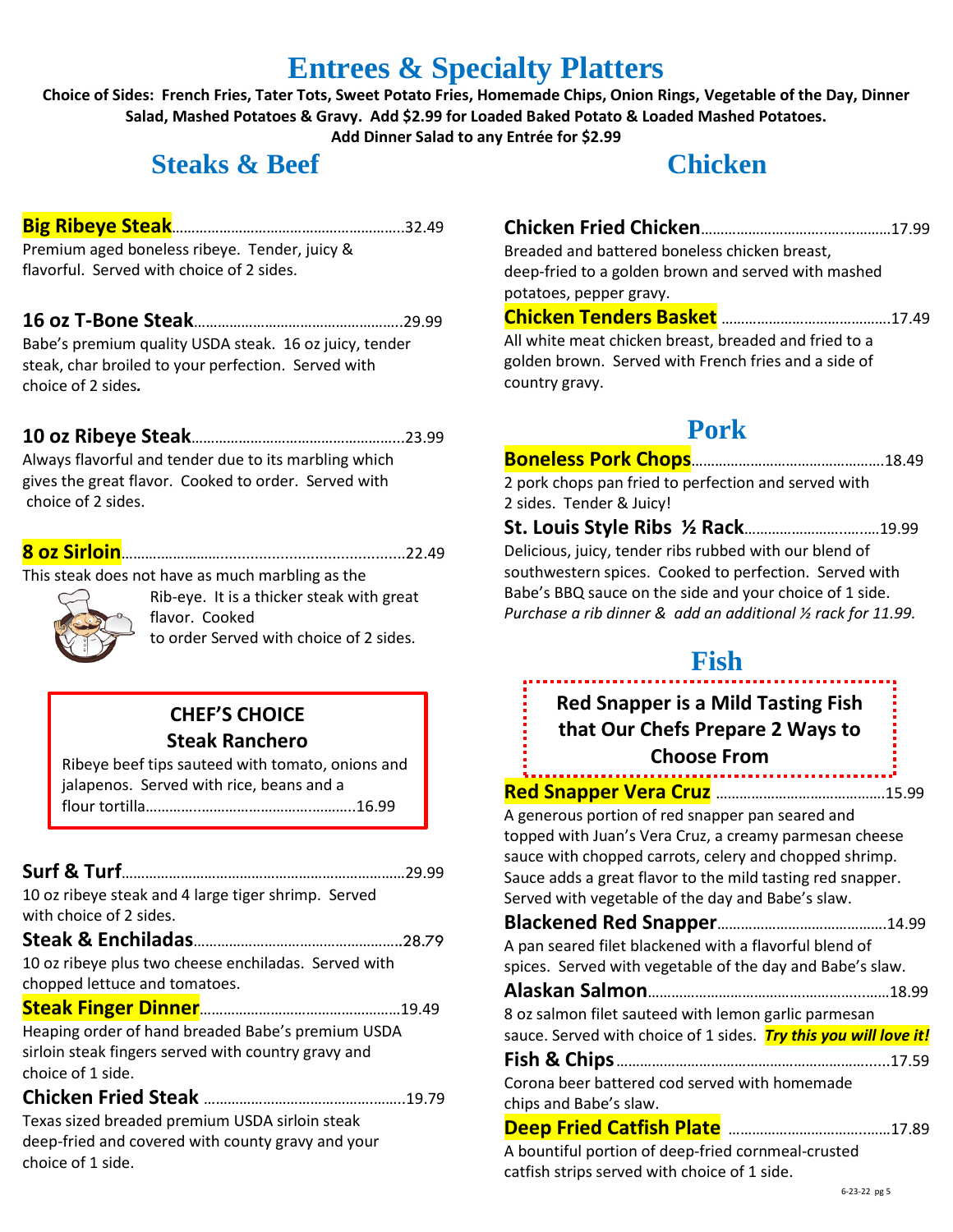# Entrees & Specialty Platters

**Choice of Sides: French Fries, Tater Tots, Sweet Potato Fries, Homemade Chips, Onion Rings, Vegetable of the Day, Dinner Salad, Mashed Potatoes & Gravy. Add $2.99 for Loaded Baked Potato & Loaded Mashed Potatoes.**
**Add Dinner Salad to any Entrée for $2.99**

## Steaks & Beef

**Big Ribeye Steak**..........32.49
Premium aged boneless ribeye. Tender, juicy & flavorful. Served with choice of 2 sides.

**16 oz T-Bone Steak**..........29.99
Babe's premium quality USDA steak. 16 oz juicy, tender steak, char broiled to your perfection. Served with choice of 2 sides.

**10 oz Ribeye Steak**..........23.99
Always flavorful and tender due to its marbling which gives the great flavor. Cooked to order. Served with choice of 2 sides.

**8 oz Sirloin**..........22.49
This steak does not have as much marbling as the Rib-eye. It is a thicker steak with great flavor. Cooked to order Served with choice of 2 sides.

### CHEF'S CHOICE
### Steak Ranchero

Ribeye beef tips sauteed with tomato, onions and jalapenos. Served with rice, beans and a flour tortilla..........16.99

**Surf & Turf**..........29.99
10 oz ribeye steak and 4 large tiger shrimp. Served with choice of 2 sides.

**Steak & Enchiladas**..........28.79
10 oz ribeye plus two cheese enchiladas. Served with chopped lettuce and tomatoes.

**Steak Finger Dinner**..........19.49
Heaping order of hand breaded Babe's premium USDA sirloin steak fingers served with country gravy and choice of 1 side.

**Chicken Fried Steak**..........19.79
Texas sized breaded premium USDA sirloin steak deep-fried and covered with county gravy and your choice of 1 side.

## Chicken

**Chicken Fried Chicken**..........17.99
Breaded and battered boneless chicken breast, deep-fried to a golden brown and served with mashed potatoes, pepper gravy.

**Chicken Tenders Basket**..........17.49
All white meat chicken breast, breaded and fried to a golden brown. Served with French fries and a side of country gravy.

## Pork

**Boneless Pork Chops**..........18.49
2 pork chops pan fried to perfection and served with 2 sides. Tender & Juicy!

**St. Louis Style Ribs ½ Rack**..........19.99
Delicious, juicy, tender ribs rubbed with our blend of southwestern spices. Cooked to perfection. Served with Babe's BBQ sauce on the side and your choice of 1 side.
*Purchase a rib dinner & add an additional ½ rack for 11.99.*

## Fish

**Red Snapper is a Mild Tasting Fish that Our Chefs Prepare 2 Ways to Choose From**

**Red Snapper Vera Cruz**..........15.99
A generous portion of red snapper pan seared and topped with Juan's Vera Cruz, a creamy parmesan cheese sauce with chopped carrots, celery and chopped shrimp. Sauce adds a great flavor to the mild tasting red snapper. Served with vegetable of the day and Babe's slaw.

**Blackened Red Snapper**..........14.99
A pan seared filet blackened with a flavorful blend of spices. Served with vegetable of the day and Babe's slaw.

**Alaskan Salmon**..........18.99
8 oz salmon filet sauteed with lemon garlic parmesan sauce. Served with choice of 1 sides. ***Try this you will love it!***

**Fish & Chips**..........17.59
Corona beer battered cod served with homemade chips and Babe's slaw.

**Deep Fried Catfish Plate**..........17.89
A bountiful portion of deep-fried cornmeal-crusted catfish strips served with choice of 1 side.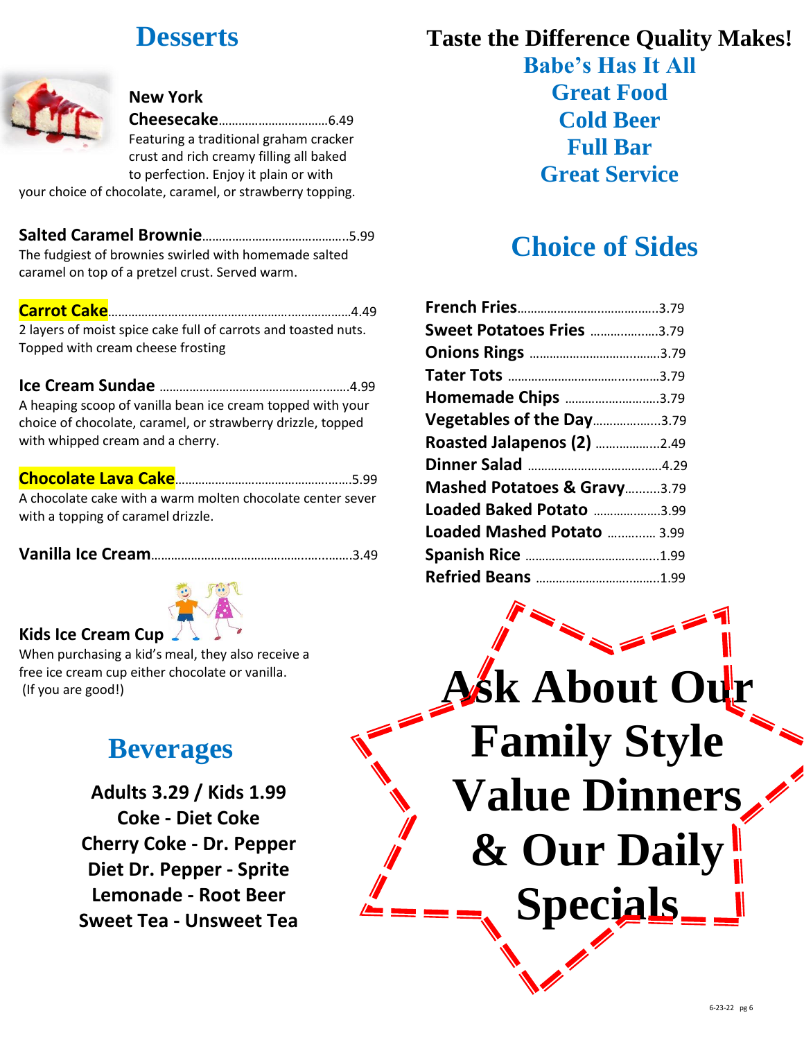# Desserts

**New York Cheesecake**..............................6.49
Featuring a traditional graham cracker crust and rich creamy filling all baked to perfection. Enjoy it plain or with your choice of chocolate, caramel, or strawberry topping.

**Salted Caramel Brownie**..........................................5.99
The fudgiest of brownies swirled with homemade salted caramel on top of a pretzel crust. Served warm.

**Carrot Cake**.......................................................................4.49
2 layers of moist spice cake full of carrots and toasted nuts. Topped with cream cheese frosting

**Ice Cream Sundae** .......................................................4.99
A heaping scoop of vanilla bean ice cream topped with your choice of chocolate, caramel, or strawberry drizzle, topped with whipped cream and a cherry.

**Chocolate Lava Cake**...................................................5.99
A chocolate cake with a warm molten chocolate center sever with a topping of caramel drizzle.

**Vanilla Ice Cream**.........................................................3.49

**Kids Ice Cream Cup**
When purchasing a kid's meal, they also receive a free ice cream cup either chocolate or vanilla. (If you are good!)

## Beverages

**Adults 3.29 / Kids 1.99**
**Coke - Diet Coke**
**Cherry Coke - Dr. Pepper**
**Diet Dr. Pepper - Sprite**
**Lemonade - Root Beer**
**Sweet Tea - Unsweet Tea**

**Taste the Difference Quality Makes!**

**Babe's Has It All**
**Great Food**
**Cold Beer**
**Full Bar**
**Great Service**

# Choice of Sides

**French Fries**.........................................3.79
**Sweet Potatoes Fries** ....................3.79
**Onions Rings** .......................................3.79
**Tater Tots** .............................................3.79
**Homemade Chips** ............................3.79
**Vegetables of the Day**....................3.79
**Roasted Jalapenos (2)** ...................2.49
**Dinner Salad** .......................................4.29
**Mashed Potatoes & Gravy**..........3.79
**Loaded Baked Potato** ....................3.99
**Loaded Mashed Potato** .............. 3.99
**Spanish Rice** ........................................1.99
**Refried Beans** .....................................1.99

**Ask About Our Family Style Value Dinners & Our Daily Specials**

6-23-22